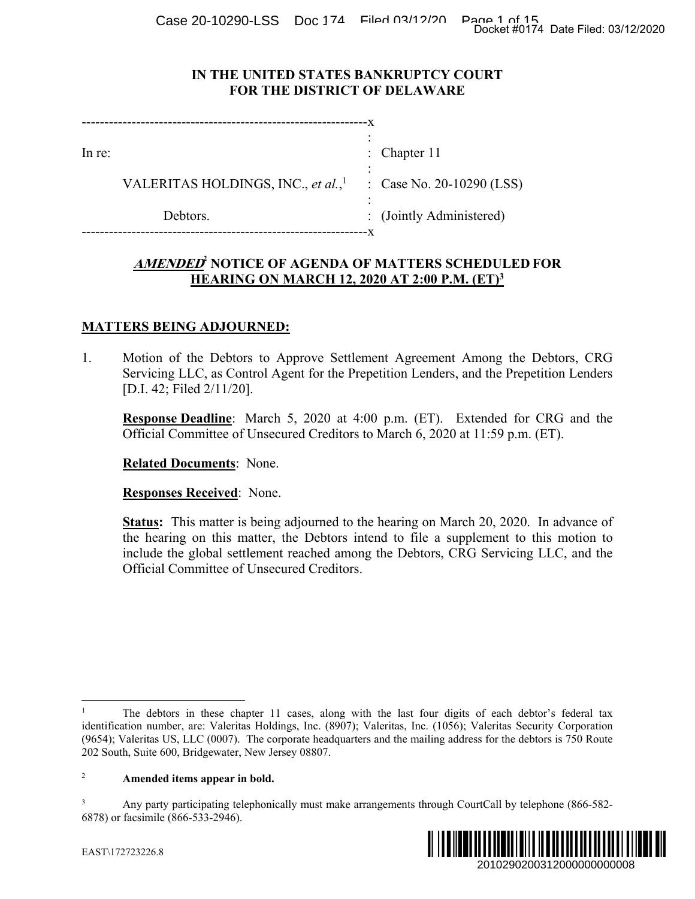# IN THE UNITED STATES BANKRUPTCY COURT
# FOR THE DISTRICT OF DELAWARE

| | |
|---|---|
| In re: | Chapter 11 |
| VALERITAS HOLDINGS, INC., *et al.*,[1] | Case No. 20-10290 (LSS) |
| Debtors. | (Jointly Administered) |

## ***AMENDED***[2] NOTICE OF AGENDA OF MATTERS SCHEDULED FOR HEARING ON MARCH 12, 2020 AT 2:00 P.M. (ET)[3]

**MATTERS BEING ADJOURNED:**

1. Motion of the Debtors to Approve Settlement Agreement Among the Debtors, CRG Servicing LLC, as Control Agent for the Prepetition Lenders, and the Prepetition Lenders [D.I. 42; Filed 2/11/20].

   **Response Deadline**: March 5, 2020 at 4:00 p.m. (ET). Extended for CRG and the Official Committee of Unsecured Creditors to March 6, 2020 at 11:59 p.m. (ET).

   **Related Documents**: None.

   **Responses Received**: None.

   **Status:** This matter is being adjourned to the hearing on March 20, 2020. In advance of the hearing on this matter, the Debtors intend to file a supplement to this motion to include the global settlement reached among the Debtors, CRG Servicing LLC, and the Official Committee of Unsecured Creditors.

---

[1] The debtors in these chapter 11 cases, along with the last four digits of each debtor's federal tax identification number, are: Valeritas Holdings, Inc. (8907); Valeritas, Inc. (1056); Valeritas Security Corporation (9654); Valeritas US, LLC (0007). The corporate headquarters and the mailing address for the debtors is 750 Route 202 South, Suite 600, Bridgewater, New Jersey 08807.

[2] **Amended items appear in bold.**

[3] Any party participating telephonically must make arrangements through CourtCall by telephone (866-582-6878) or facsimile (866-533-2946).

EAST\172723226.8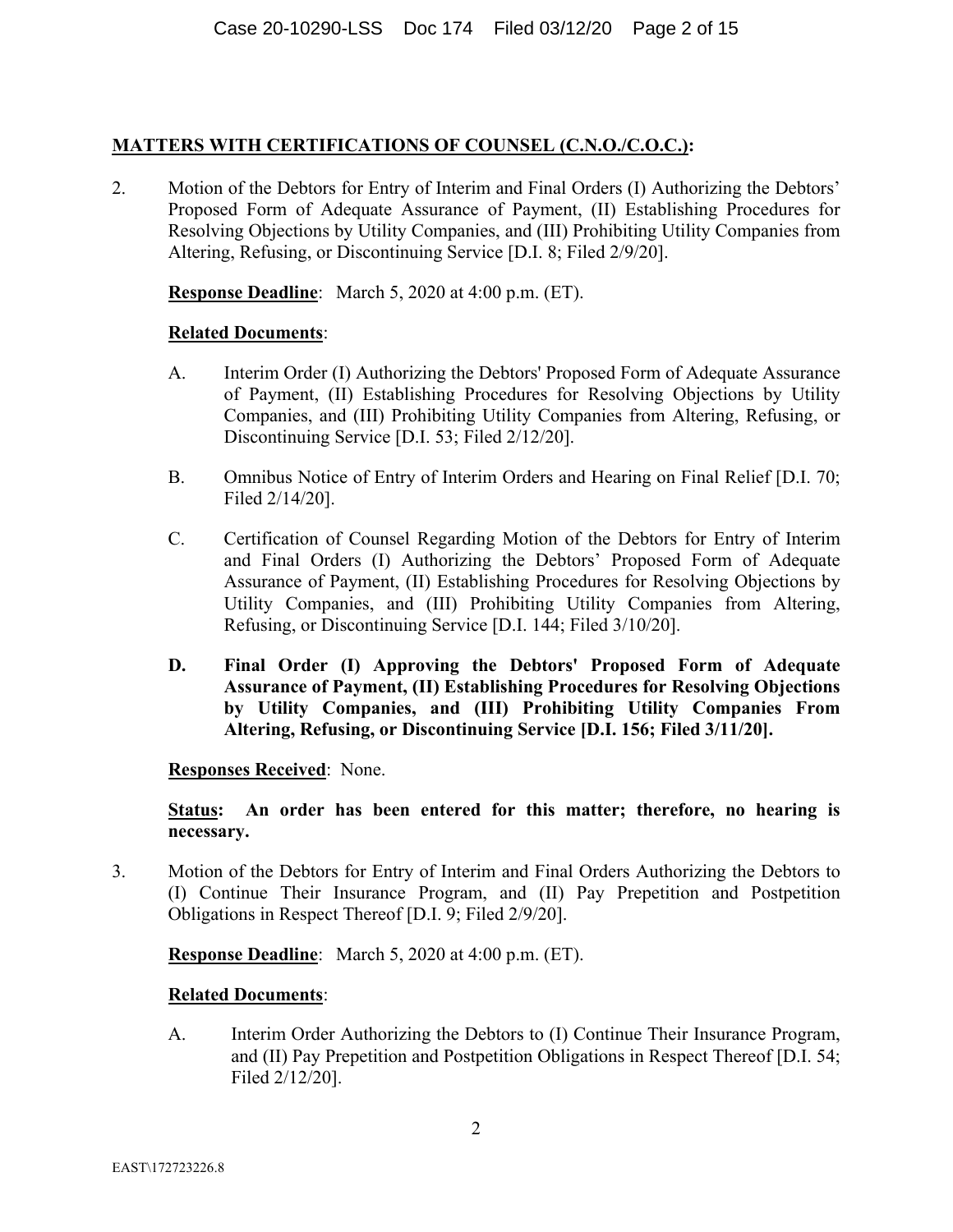**MATTERS WITH CERTIFICATIONS OF COUNSEL (C.N.O./C.O.C.):**

2. Motion of the Debtors for Entry of Interim and Final Orders (I) Authorizing the Debtors' Proposed Form of Adequate Assurance of Payment, (II) Establishing Procedures for Resolving Objections by Utility Companies, and (III) Prohibiting Utility Companies from Altering, Refusing, or Discontinuing Service [D.I. 8; Filed 2/9/20].

   **Response Deadline**: March 5, 2020 at 4:00 p.m. (ET).

   **Related Documents**:

   A. Interim Order (I) Authorizing the Debtors' Proposed Form of Adequate Assurance of Payment, (II) Establishing Procedures for Resolving Objections by Utility Companies, and (III) Prohibiting Utility Companies from Altering, Refusing, or Discontinuing Service [D.I. 53; Filed 2/12/20].

   B. Omnibus Notice of Entry of Interim Orders and Hearing on Final Relief [D.I. 70; Filed 2/14/20].

   C. Certification of Counsel Regarding Motion of the Debtors for Entry of Interim and Final Orders (I) Authorizing the Debtors' Proposed Form of Adequate Assurance of Payment, (II) Establishing Procedures for Resolving Objections by Utility Companies, and (III) Prohibiting Utility Companies from Altering, Refusing, or Discontinuing Service [D.I. 144; Filed 3/10/20].

   **D. Final Order (I) Approving the Debtors' Proposed Form of Adequate Assurance of Payment, (II) Establishing Procedures for Resolving Objections by Utility Companies, and (III) Prohibiting Utility Companies From Altering, Refusing, or Discontinuing Service [D.I. 156; Filed 3/11/20].**

   **Responses Received**: None.

   **Status: An order has been entered for this matter; therefore, no hearing is necessary.**

3. Motion of the Debtors for Entry of Interim and Final Orders Authorizing the Debtors to (I) Continue Their Insurance Program, and (II) Pay Prepetition and Postpetition Obligations in Respect Thereof [D.I. 9; Filed 2/9/20].

   **Response Deadline**: March 5, 2020 at 4:00 p.m. (ET).

   **Related Documents**:

   A. Interim Order Authorizing the Debtors to (I) Continue Their Insurance Program, and (II) Pay Prepetition and Postpetition Obligations in Respect Thereof [D.I. 54; Filed 2/12/20].

EAST\172723226.8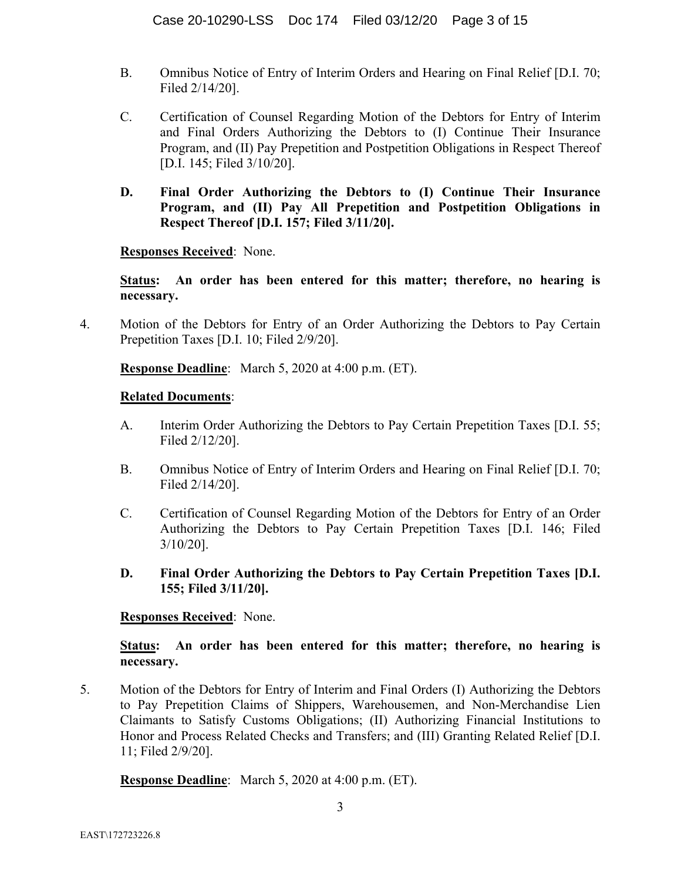B. Omnibus Notice of Entry of Interim Orders and Hearing on Final Relief [D.I. 70; Filed 2/14/20].

C. Certification of Counsel Regarding Motion of the Debtors for Entry of Interim and Final Orders Authorizing the Debtors to (I) Continue Their Insurance Program, and (II) Pay Prepetition and Postpetition Obligations in Respect Thereof [D.I. 145; Filed 3/10/20].

**D. Final Order Authorizing the Debtors to (I) Continue Their Insurance Program, and (II) Pay All Prepetition and Postpetition Obligations in Respect Thereof [D.I. 157; Filed 3/11/20].**

**Responses Received**: None.

**Status: An order has been entered for this matter; therefore, no hearing is necessary.**

4. Motion of the Debtors for Entry of an Order Authorizing the Debtors to Pay Certain Prepetition Taxes [D.I. 10; Filed 2/9/20].

**Response Deadline**: March 5, 2020 at 4:00 p.m. (ET).

**Related Documents**:

A. Interim Order Authorizing the Debtors to Pay Certain Prepetition Taxes [D.I. 55; Filed 2/12/20].

B. Omnibus Notice of Entry of Interim Orders and Hearing on Final Relief [D.I. 70; Filed 2/14/20].

C. Certification of Counsel Regarding Motion of the Debtors for Entry of an Order Authorizing the Debtors to Pay Certain Prepetition Taxes [D.I. 146; Filed 3/10/20].

**D. Final Order Authorizing the Debtors to Pay Certain Prepetition Taxes [D.I. 155; Filed 3/11/20].**

**Responses Received**: None.

**Status: An order has been entered for this matter; therefore, no hearing is necessary.**

5. Motion of the Debtors for Entry of Interim and Final Orders (I) Authorizing the Debtors to Pay Prepetition Claims of Shippers, Warehousemen, and Non-Merchandise Lien Claimants to Satisfy Customs Obligations; (II) Authorizing Financial Institutions to Honor and Process Related Checks and Transfers; and (III) Granting Related Relief [D.I. 11; Filed 2/9/20].

**Response Deadline**: March 5, 2020 at 4:00 p.m. (ET).

EAST\172723226.8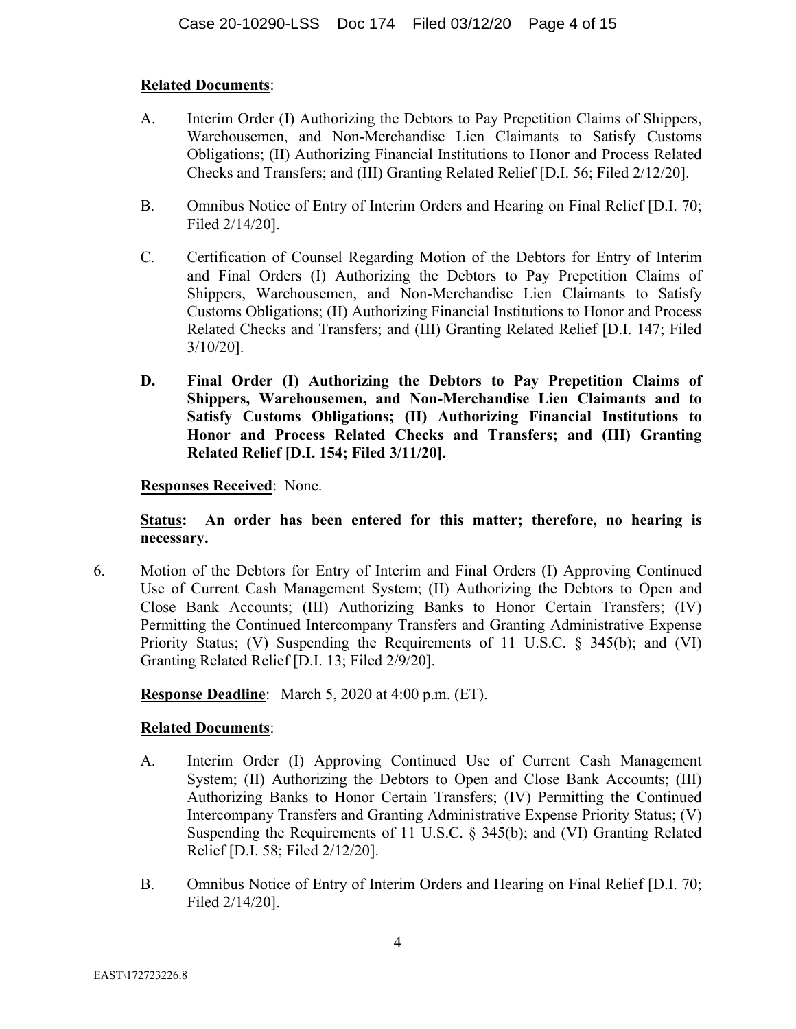**Related Documents**:

A. Interim Order (I) Authorizing the Debtors to Pay Prepetition Claims of Shippers, Warehousemen, and Non-Merchandise Lien Claimants to Satisfy Customs Obligations; (II) Authorizing Financial Institutions to Honor and Process Related Checks and Transfers; and (III) Granting Related Relief [D.I. 56; Filed 2/12/20].

B. Omnibus Notice of Entry of Interim Orders and Hearing on Final Relief [D.I. 70; Filed 2/14/20].

C. Certification of Counsel Regarding Motion of the Debtors for Entry of Interim and Final Orders (I) Authorizing the Debtors to Pay Prepetition Claims of Shippers, Warehousemen, and Non-Merchandise Lien Claimants to Satisfy Customs Obligations; (II) Authorizing Financial Institutions to Honor and Process Related Checks and Transfers; and (III) Granting Related Relief [D.I. 147; Filed 3/10/20].

**D. Final Order (I) Authorizing the Debtors to Pay Prepetition Claims of Shippers, Warehousemen, and Non-Merchandise Lien Claimants and to Satisfy Customs Obligations; (II) Authorizing Financial Institutions to Honor and Process Related Checks and Transfers; and (III) Granting Related Relief [D.I. 154; Filed 3/11/20].**

**Responses Received**: None.

**Status: An order has been entered for this matter; therefore, no hearing is necessary.**

6. Motion of the Debtors for Entry of Interim and Final Orders (I) Approving Continued Use of Current Cash Management System; (II) Authorizing the Debtors to Open and Close Bank Accounts; (III) Authorizing Banks to Honor Certain Transfers; (IV) Permitting the Continued Intercompany Transfers and Granting Administrative Expense Priority Status; (V) Suspending the Requirements of 11 U.S.C. § 345(b); and (VI) Granting Related Relief [D.I. 13; Filed 2/9/20].

**Response Deadline**: March 5, 2020 at 4:00 p.m. (ET).

**Related Documents**:

A. Interim Order (I) Approving Continued Use of Current Cash Management System; (II) Authorizing the Debtors to Open and Close Bank Accounts; (III) Authorizing Banks to Honor Certain Transfers; (IV) Permitting the Continued Intercompany Transfers and Granting Administrative Expense Priority Status; (V) Suspending the Requirements of 11 U.S.C. § 345(b); and (VI) Granting Related Relief [D.I. 58; Filed 2/12/20].

B. Omnibus Notice of Entry of Interim Orders and Hearing on Final Relief [D.I. 70; Filed 2/14/20].

EAST\172723226.8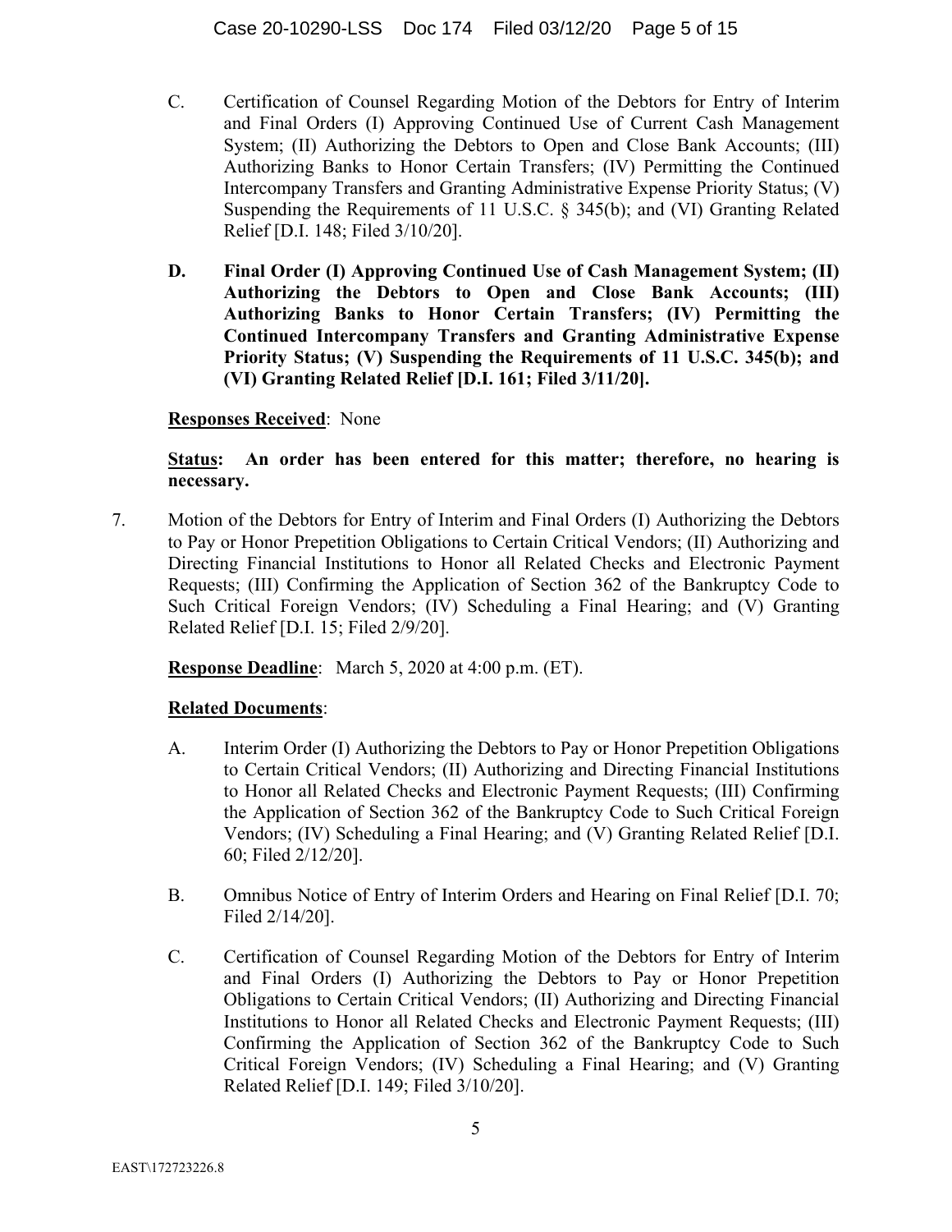C. Certification of Counsel Regarding Motion of the Debtors for Entry of Interim and Final Orders (I) Approving Continued Use of Current Cash Management System; (II) Authorizing the Debtors to Open and Close Bank Accounts; (III) Authorizing Banks to Honor Certain Transfers; (IV) Permitting the Continued Intercompany Transfers and Granting Administrative Expense Priority Status; (V) Suspending the Requirements of 11 U.S.C. § 345(b); and (VI) Granting Related Relief [D.I. 148; Filed 3/10/20].

**D. Final Order (I) Approving Continued Use of Cash Management System; (II) Authorizing the Debtors to Open and Close Bank Accounts; (III) Authorizing Banks to Honor Certain Transfers; (IV) Permitting the Continued Intercompany Transfers and Granting Administrative Expense Priority Status; (V) Suspending the Requirements of 11 U.S.C. 345(b); and (VI) Granting Related Relief [D.I. 161; Filed 3/11/20].**

**Responses Received**: None

**Status: An order has been entered for this matter; therefore, no hearing is necessary.**

7. Motion of the Debtors for Entry of Interim and Final Orders (I) Authorizing the Debtors to Pay or Honor Prepetition Obligations to Certain Critical Vendors; (II) Authorizing and Directing Financial Institutions to Honor all Related Checks and Electronic Payment Requests; (III) Confirming the Application of Section 362 of the Bankruptcy Code to Such Critical Foreign Vendors; (IV) Scheduling a Final Hearing; and (V) Granting Related Relief [D.I. 15; Filed 2/9/20].

**Response Deadline**: March 5, 2020 at 4:00 p.m. (ET).

**Related Documents**:

A. Interim Order (I) Authorizing the Debtors to Pay or Honor Prepetition Obligations to Certain Critical Vendors; (II) Authorizing and Directing Financial Institutions to Honor all Related Checks and Electronic Payment Requests; (III) Confirming the Application of Section 362 of the Bankruptcy Code to Such Critical Foreign Vendors; (IV) Scheduling a Final Hearing; and (V) Granting Related Relief [D.I. 60; Filed 2/12/20].

B. Omnibus Notice of Entry of Interim Orders and Hearing on Final Relief [D.I. 70; Filed 2/14/20].

C. Certification of Counsel Regarding Motion of the Debtors for Entry of Interim and Final Orders (I) Authorizing the Debtors to Pay or Honor Prepetition Obligations to Certain Critical Vendors; (II) Authorizing and Directing Financial Institutions to Honor all Related Checks and Electronic Payment Requests; (III) Confirming the Application of Section 362 of the Bankruptcy Code to Such Critical Foreign Vendors; (IV) Scheduling a Final Hearing; and (V) Granting Related Relief [D.I. 149; Filed 3/10/20].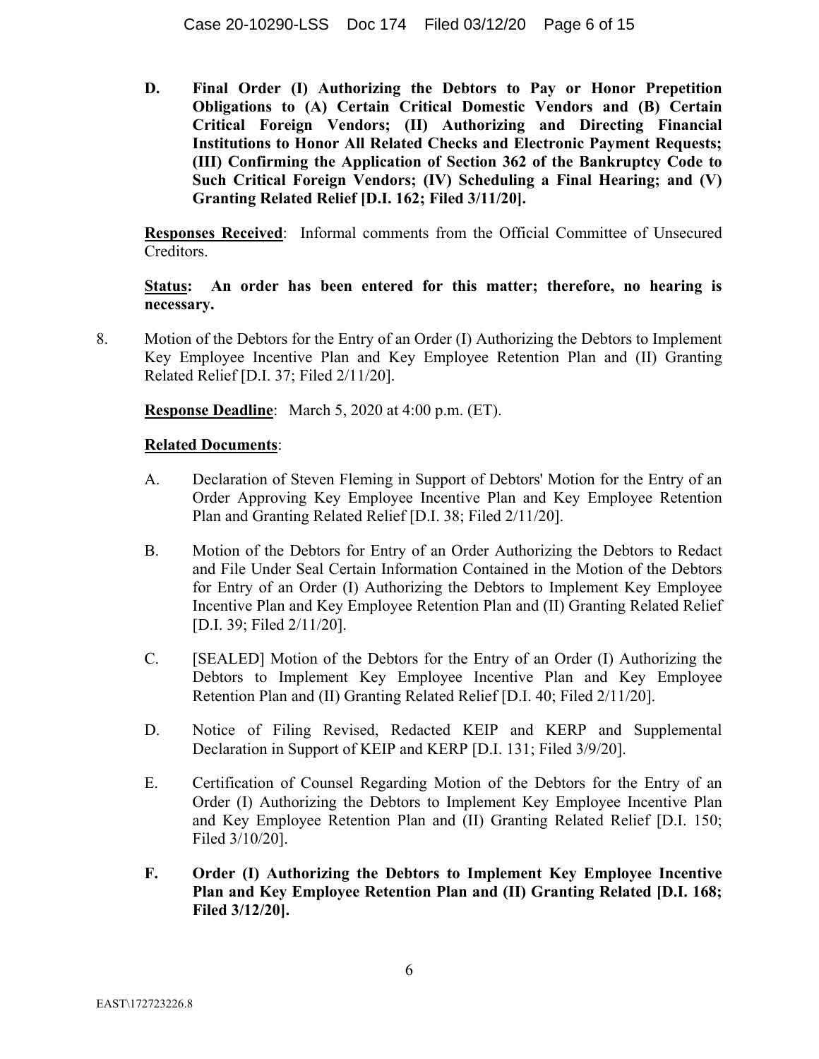**D. Final Order (I) Authorizing the Debtors to Pay or Honor Prepetition Obligations to (A) Certain Critical Domestic Vendors and (B) Certain Critical Foreign Vendors; (II) Authorizing and Directing Financial Institutions to Honor All Related Checks and Electronic Payment Requests; (III) Confirming the Application of Section 362 of the Bankruptcy Code to Such Critical Foreign Vendors; (IV) Scheduling a Final Hearing; and (V) Granting Related Relief [D.I. 162; Filed 3/11/20].**

**Responses Received**: Informal comments from the Official Committee of Unsecured Creditors.

**Status: An order has been entered for this matter; therefore, no hearing is necessary.**

8. Motion of the Debtors for the Entry of an Order (I) Authorizing the Debtors to Implement Key Employee Incentive Plan and Key Employee Retention Plan and (II) Granting Related Relief [D.I. 37; Filed 2/11/20].

   **Response Deadline**: March 5, 2020 at 4:00 p.m. (ET).

   **Related Documents**:

   A. Declaration of Steven Fleming in Support of Debtors' Motion for the Entry of an Order Approving Key Employee Incentive Plan and Key Employee Retention Plan and Granting Related Relief [D.I. 38; Filed 2/11/20].

   B. Motion of the Debtors for Entry of an Order Authorizing the Debtors to Redact and File Under Seal Certain Information Contained in the Motion of the Debtors for Entry of an Order (I) Authorizing the Debtors to Implement Key Employee Incentive Plan and Key Employee Retention Plan and (II) Granting Related Relief [D.I. 39; Filed 2/11/20].

   C. [SEALED] Motion of the Debtors for the Entry of an Order (I) Authorizing the Debtors to Implement Key Employee Incentive Plan and Key Employee Retention Plan and (II) Granting Related Relief [D.I. 40; Filed 2/11/20].

   D. Notice of Filing Revised, Redacted KEIP and KERP and Supplemental Declaration in Support of KEIP and KERP [D.I. 131; Filed 3/9/20].

   E. Certification of Counsel Regarding Motion of the Debtors for the Entry of an Order (I) Authorizing the Debtors to Implement Key Employee Incentive Plan and Key Employee Retention Plan and (II) Granting Related Relief [D.I. 150; Filed 3/10/20].

   **F. Order (I) Authorizing the Debtors to Implement Key Employee Incentive Plan and Key Employee Retention Plan and (II) Granting Related [D.I. 168; Filed 3/12/20].**

EAST\172723226.8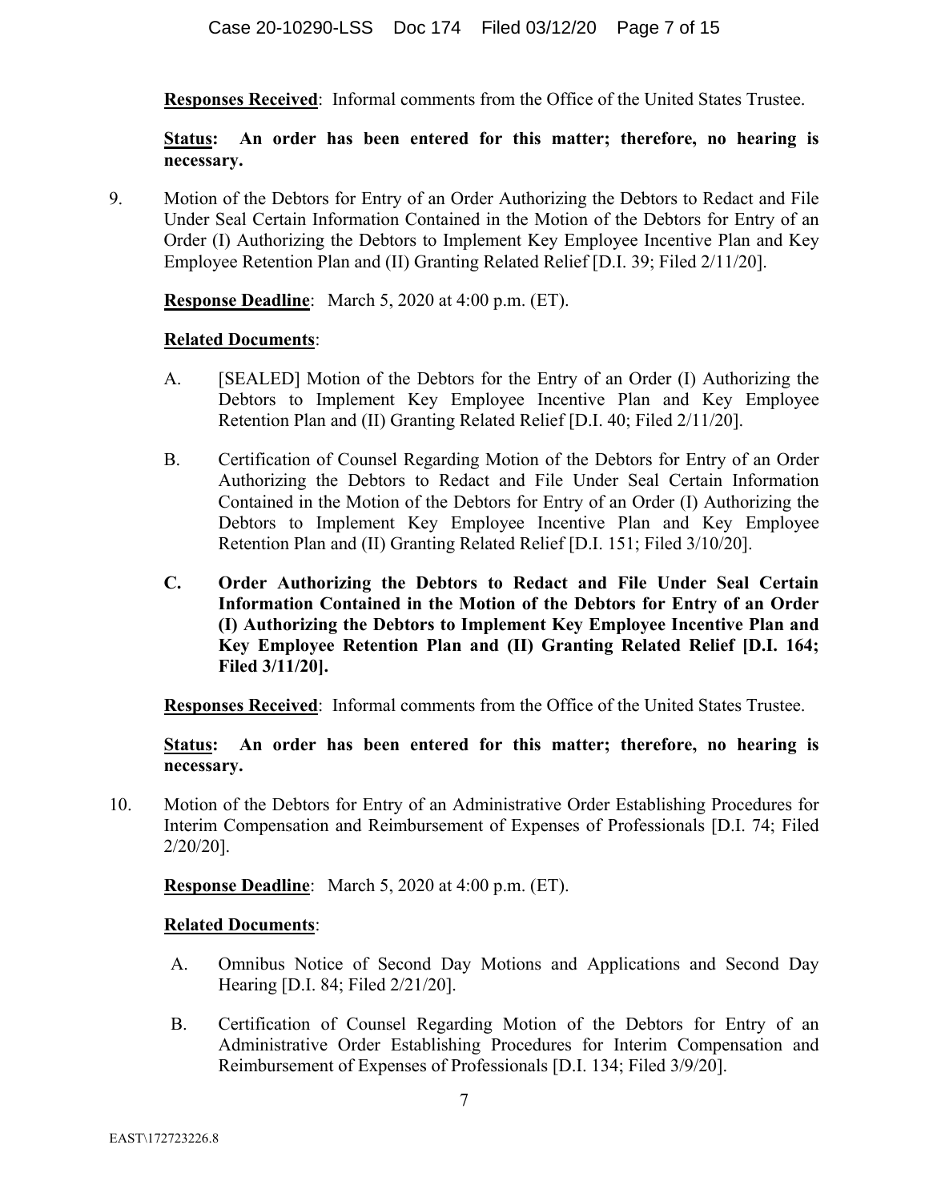**Responses Received**: Informal comments from the Office of the United States Trustee.

**Status: An order has been entered for this matter; therefore, no hearing is necessary.**

9. Motion of the Debtors for Entry of an Order Authorizing the Debtors to Redact and File Under Seal Certain Information Contained in the Motion of the Debtors for Entry of an Order (I) Authorizing the Debtors to Implement Key Employee Incentive Plan and Key Employee Retention Plan and (II) Granting Related Relief [D.I. 39; Filed 2/11/20].

 **Response Deadline**: March 5, 2020 at 4:00 p.m. (ET).

 **Related Documents**:

 A. [SEALED] Motion of the Debtors for the Entry of an Order (I) Authorizing the Debtors to Implement Key Employee Incentive Plan and Key Employee Retention Plan and (II) Granting Related Relief [D.I. 40; Filed 2/11/20].

 B. Certification of Counsel Regarding Motion of the Debtors for Entry of an Order Authorizing the Debtors to Redact and File Under Seal Certain Information Contained in the Motion of the Debtors for Entry of an Order (I) Authorizing the Debtors to Implement Key Employee Incentive Plan and Key Employee Retention Plan and (II) Granting Related Relief [D.I. 151; Filed 3/10/20].

 **C. Order Authorizing the Debtors to Redact and File Under Seal Certain Information Contained in the Motion of the Debtors for Entry of an Order (I) Authorizing the Debtors to Implement Key Employee Incentive Plan and Key Employee Retention Plan and (II) Granting Related Relief [D.I. 164; Filed 3/11/20].**

 **Responses Received**: Informal comments from the Office of the United States Trustee.

 **Status: An order has been entered for this matter; therefore, no hearing is necessary.**

10. Motion of the Debtors for Entry of an Administrative Order Establishing Procedures for Interim Compensation and Reimbursement of Expenses of Professionals [D.I. 74; Filed 2/20/20].

 **Response Deadline**: March 5, 2020 at 4:00 p.m. (ET).

 **Related Documents**:

 A. Omnibus Notice of Second Day Motions and Applications and Second Day Hearing [D.I. 84; Filed 2/21/20].

 B. Certification of Counsel Regarding Motion of the Debtors for Entry of an Administrative Order Establishing Procedures for Interim Compensation and Reimbursement of Expenses of Professionals [D.I. 134; Filed 3/9/20].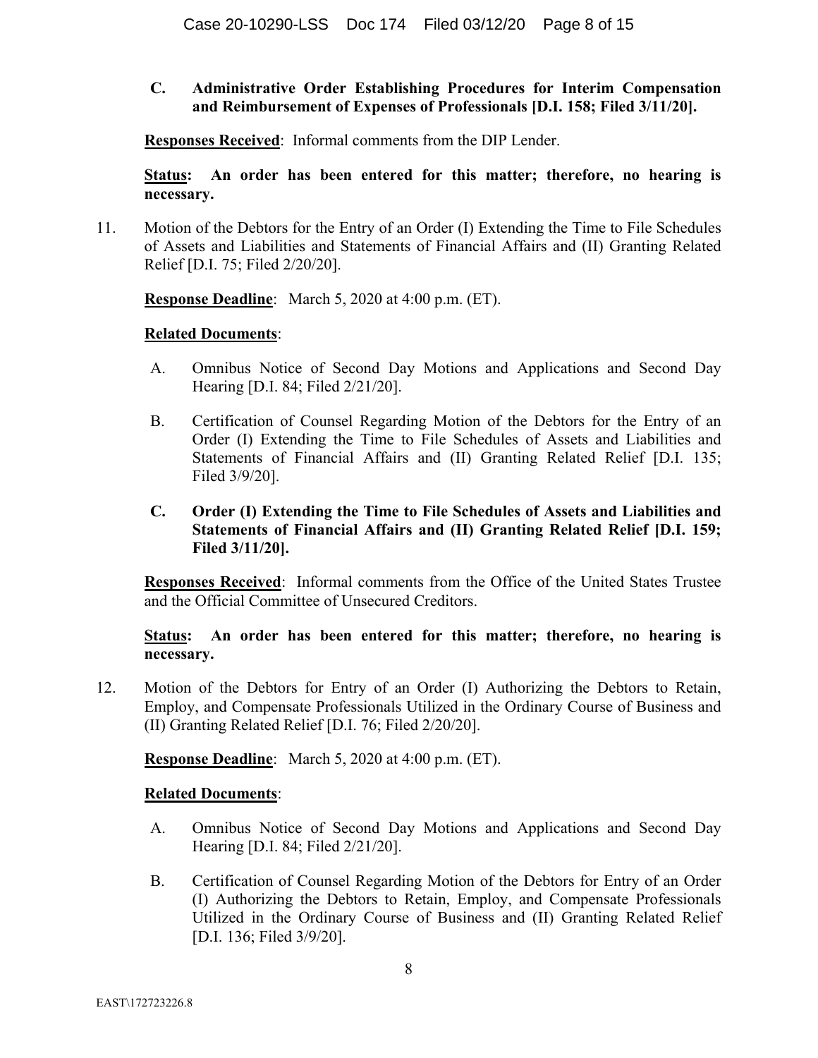**C. Administrative Order Establishing Procedures for Interim Compensation and Reimbursement of Expenses of Professionals [D.I. 158; Filed 3/11/20].**

**Responses Received**: Informal comments from the DIP Lender.

**Status: An order has been entered for this matter; therefore, no hearing is necessary.**

11. Motion of the Debtors for the Entry of an Order (I) Extending the Time to File Schedules of Assets and Liabilities and Statements of Financial Affairs and (II) Granting Related Relief [D.I. 75; Filed 2/20/20].

**Response Deadline**: March 5, 2020 at 4:00 p.m. (ET).

**Related Documents**:

A. Omnibus Notice of Second Day Motions and Applications and Second Day Hearing [D.I. 84; Filed 2/21/20].

B. Certification of Counsel Regarding Motion of the Debtors for the Entry of an Order (I) Extending the Time to File Schedules of Assets and Liabilities and Statements of Financial Affairs and (II) Granting Related Relief [D.I. 135; Filed 3/9/20].

**C. Order (I) Extending the Time to File Schedules of Assets and Liabilities and Statements of Financial Affairs and (II) Granting Related Relief [D.I. 159; Filed 3/11/20].**

**Responses Received**: Informal comments from the Office of the United States Trustee and the Official Committee of Unsecured Creditors.

**Status: An order has been entered for this matter; therefore, no hearing is necessary.**

12. Motion of the Debtors for Entry of an Order (I) Authorizing the Debtors to Retain, Employ, and Compensate Professionals Utilized in the Ordinary Course of Business and (II) Granting Related Relief [D.I. 76; Filed 2/20/20].

**Response Deadline**: March 5, 2020 at 4:00 p.m. (ET).

**Related Documents**:

A. Omnibus Notice of Second Day Motions and Applications and Second Day Hearing [D.I. 84; Filed 2/21/20].

B. Certification of Counsel Regarding Motion of the Debtors for Entry of an Order (I) Authorizing the Debtors to Retain, Employ, and Compensate Professionals Utilized in the Ordinary Course of Business and (II) Granting Related Relief [D.I. 136; Filed 3/9/20].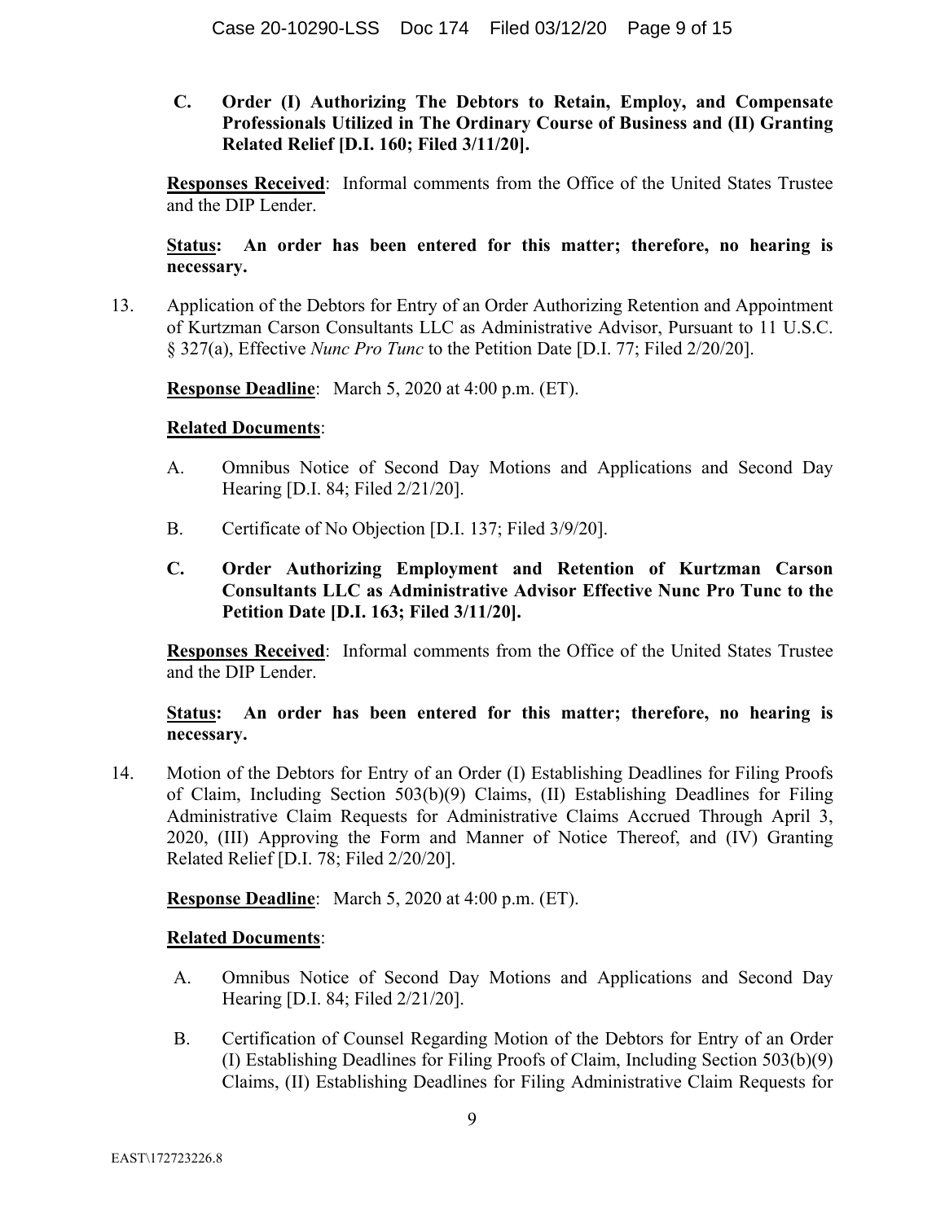**C. Order (I) Authorizing The Debtors to Retain, Employ, and Compensate Professionals Utilized in The Ordinary Course of Business and (II) Granting Related Relief [D.I. 160; Filed 3/11/20].**

<u>**Responses Received**</u>: Informal comments from the Office of the United States Trustee and the DIP Lender.

<u>**Status**</u>: **An order has been entered for this matter; therefore, no hearing is necessary.**

13. Application of the Debtors for Entry of an Order Authorizing Retention and Appointment of Kurtzman Carson Consultants LLC as Administrative Advisor, Pursuant to 11 U.S.C. § 327(a), Effective *Nunc Pro Tunc* to the Petition Date [D.I. 77; Filed 2/20/20].

<u>**Response Deadline**</u>: March 5, 2020 at 4:00 p.m. (ET).

<u>**Related Documents**</u>:

A. Omnibus Notice of Second Day Motions and Applications and Second Day Hearing [D.I. 84; Filed 2/21/20].

B. Certificate of No Objection [D.I. 137; Filed 3/9/20].

**C. Order Authorizing Employment and Retention of Kurtzman Carson Consultants LLC as Administrative Advisor Effective Nunc Pro Tunc to the Petition Date [D.I. 163; Filed 3/11/20].**

<u>**Responses Received**</u>: Informal comments from the Office of the United States Trustee and the DIP Lender.

<u>**Status**</u>: **An order has been entered for this matter; therefore, no hearing is necessary.**

14. Motion of the Debtors for Entry of an Order (I) Establishing Deadlines for Filing Proofs of Claim, Including Section 503(b)(9) Claims, (II) Establishing Deadlines for Filing Administrative Claim Requests for Administrative Claims Accrued Through April 3, 2020, (III) Approving the Form and Manner of Notice Thereof, and (IV) Granting Related Relief [D.I. 78; Filed 2/20/20].

<u>**Response Deadline**</u>: March 5, 2020 at 4:00 p.m. (ET).

<u>**Related Documents**</u>:

A. Omnibus Notice of Second Day Motions and Applications and Second Day Hearing [D.I. 84; Filed 2/21/20].

B. Certification of Counsel Regarding Motion of the Debtors for Entry of an Order (I) Establishing Deadlines for Filing Proofs of Claim, Including Section 503(b)(9) Claims, (II) Establishing Deadlines for Filing Administrative Claim Requests for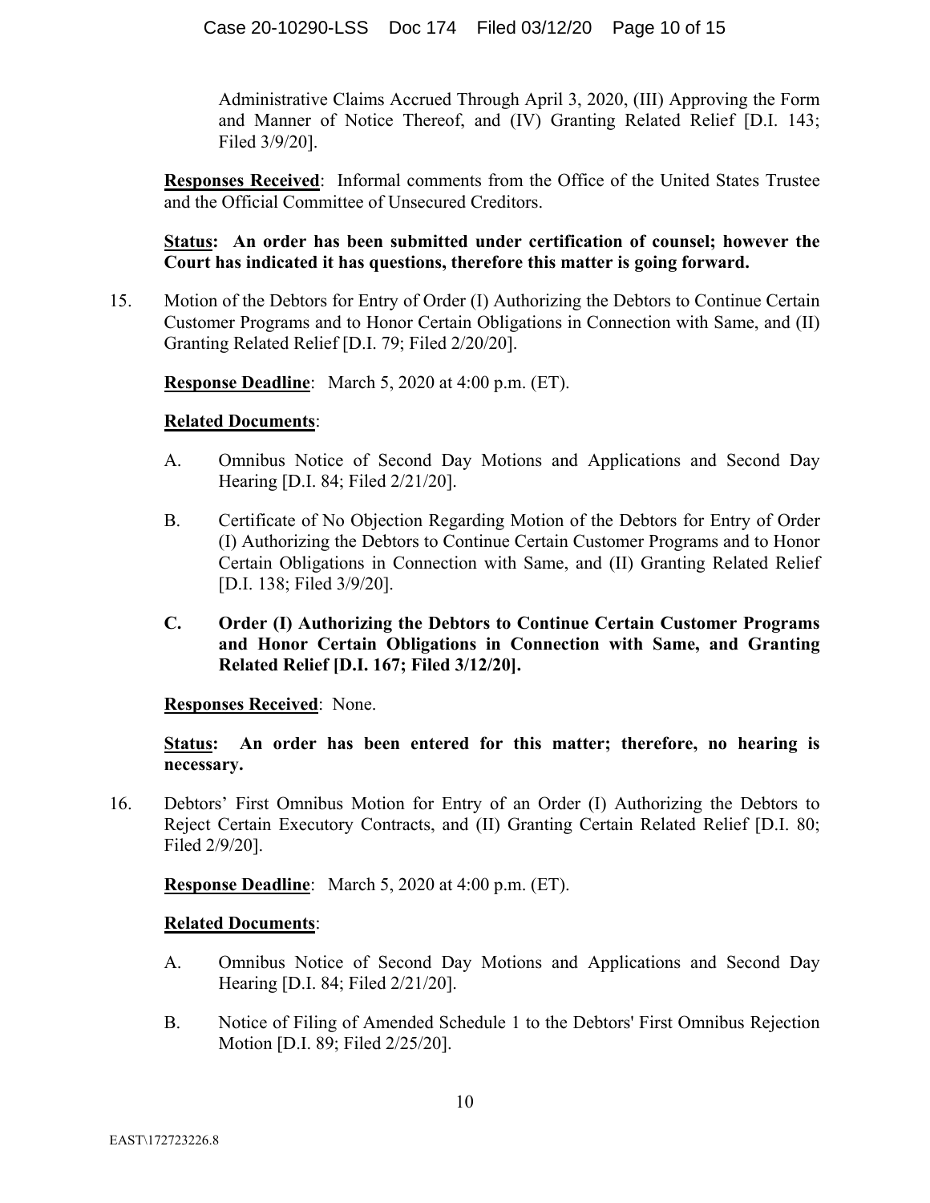Administrative Claims Accrued Through April 3, 2020, (III) Approving the Form and Manner of Notice Thereof, and (IV) Granting Related Relief [D.I. 143; Filed 3/9/20].

**Responses Received**: Informal comments from the Office of the United States Trustee and the Official Committee of Unsecured Creditors.

**Status: An order has been submitted under certification of counsel; however the Court has indicated it has questions, therefore this matter is going forward.**

15. Motion of the Debtors for Entry of Order (I) Authorizing the Debtors to Continue Certain Customer Programs and to Honor Certain Obligations in Connection with Same, and (II) Granting Related Relief [D.I. 79; Filed 2/20/20].

    **Response Deadline**: March 5, 2020 at 4:00 p.m. (ET).

    **Related Documents**:

    A. Omnibus Notice of Second Day Motions and Applications and Second Day Hearing [D.I. 84; Filed 2/21/20].

    B. Certificate of No Objection Regarding Motion of the Debtors for Entry of Order (I) Authorizing the Debtors to Continue Certain Customer Programs and to Honor Certain Obligations in Connection with Same, and (II) Granting Related Relief [D.I. 138; Filed 3/9/20].

    **C. Order (I) Authorizing the Debtors to Continue Certain Customer Programs and Honor Certain Obligations in Connection with Same, and Granting Related Relief [D.I. 167; Filed 3/12/20].**

    **Responses Received**: None.

    **Status: An order has been entered for this matter; therefore, no hearing is necessary.**

16. Debtors' First Omnibus Motion for Entry of an Order (I) Authorizing the Debtors to Reject Certain Executory Contracts, and (II) Granting Certain Related Relief [D.I. 80; Filed 2/9/20].

    **Response Deadline**: March 5, 2020 at 4:00 p.m. (ET).

    **Related Documents**:

    A. Omnibus Notice of Second Day Motions and Applications and Second Day Hearing [D.I. 84; Filed 2/21/20].

    B. Notice of Filing of Amended Schedule 1 to the Debtors' First Omnibus Rejection Motion [D.I. 89; Filed 2/25/20].

EAST\172723226.8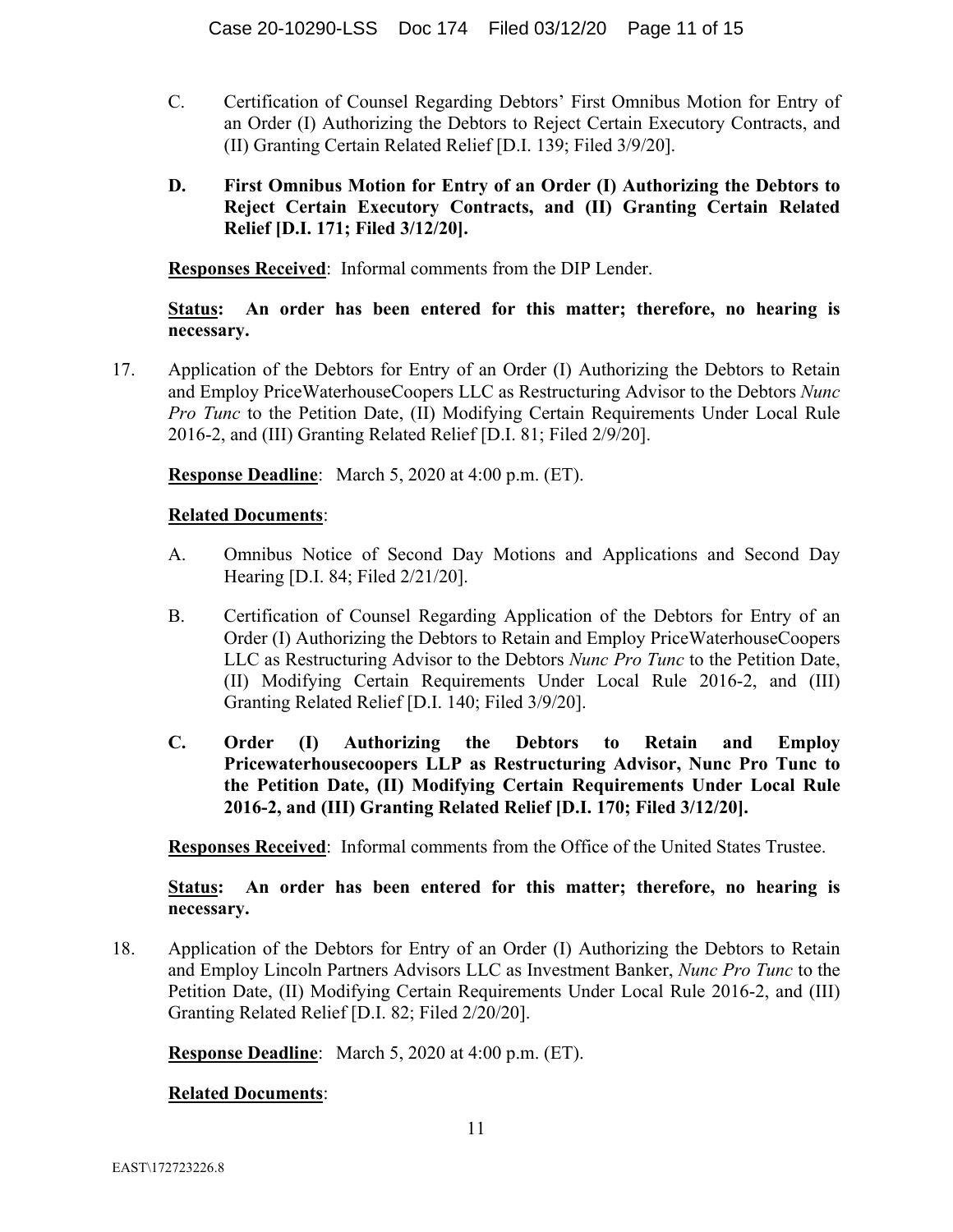C. Certification of Counsel Regarding Debtors' First Omnibus Motion for Entry of an Order (I) Authorizing the Debtors to Reject Certain Executory Contracts, and (II) Granting Certain Related Relief [D.I. 139; Filed 3/9/20].

**D. First Omnibus Motion for Entry of an Order (I) Authorizing the Debtors to Reject Certain Executory Contracts, and (II) Granting Certain Related Relief [D.I. 171; Filed 3/12/20].**

**Responses Received**: Informal comments from the DIP Lender.

**Status: An order has been entered for this matter; therefore, no hearing is necessary.**

17. Application of the Debtors for Entry of an Order (I) Authorizing the Debtors to Retain and Employ PriceWaterhouseCoopers LLC as Restructuring Advisor to the Debtors *Nunc Pro Tunc* to the Petition Date, (II) Modifying Certain Requirements Under Local Rule 2016-2, and (III) Granting Related Relief [D.I. 81; Filed 2/9/20].

**Response Deadline**: March 5, 2020 at 4:00 p.m. (ET).

**Related Documents**:

A. Omnibus Notice of Second Day Motions and Applications and Second Day Hearing [D.I. 84; Filed 2/21/20].

B. Certification of Counsel Regarding Application of the Debtors for Entry of an Order (I) Authorizing the Debtors to Retain and Employ PriceWaterhouseCoopers LLC as Restructuring Advisor to the Debtors *Nunc Pro Tunc* to the Petition Date, (II) Modifying Certain Requirements Under Local Rule 2016-2, and (III) Granting Related Relief [D.I. 140; Filed 3/9/20].

**C. Order (I) Authorizing the Debtors to Retain and Employ Pricewaterhousecoopers LLP as Restructuring Advisor, Nunc Pro Tunc to the Petition Date, (II) Modifying Certain Requirements Under Local Rule 2016-2, and (III) Granting Related Relief [D.I. 170; Filed 3/12/20].**

**Responses Received**: Informal comments from the Office of the United States Trustee.

**Status: An order has been entered for this matter; therefore, no hearing is necessary.**

18. Application of the Debtors for Entry of an Order (I) Authorizing the Debtors to Retain and Employ Lincoln Partners Advisors LLC as Investment Banker, *Nunc Pro Tunc* to the Petition Date, (II) Modifying Certain Requirements Under Local Rule 2016-2, and (III) Granting Related Relief [D.I. 82; Filed 2/20/20].

**Response Deadline**: March 5, 2020 at 4:00 p.m. (ET).

**Related Documents**:

EAST\172723226.8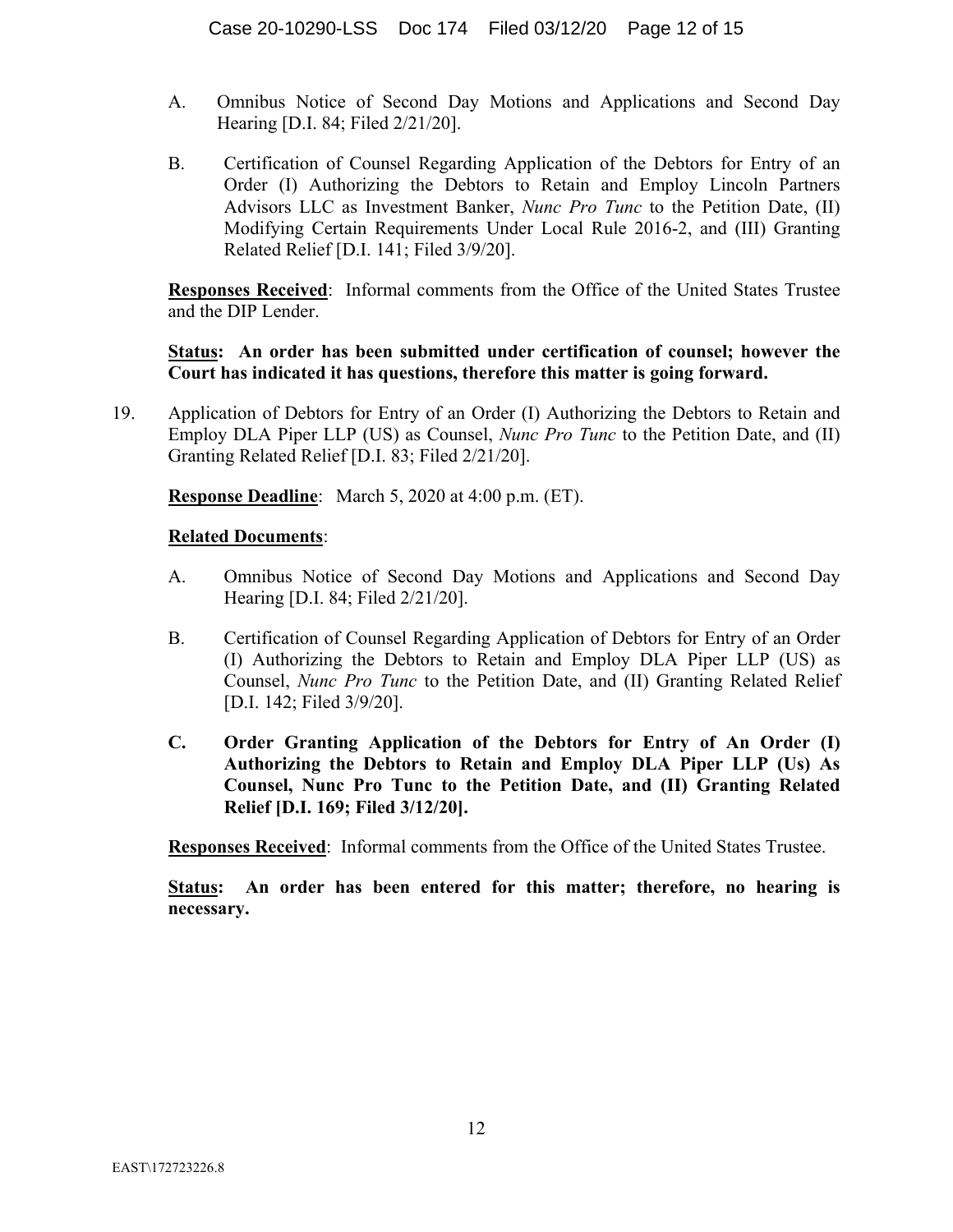A. Omnibus Notice of Second Day Motions and Applications and Second Day Hearing [D.I. 84; Filed 2/21/20].

B. Certification of Counsel Regarding Application of the Debtors for Entry of an Order (I) Authorizing the Debtors to Retain and Employ Lincoln Partners Advisors LLC as Investment Banker, *Nunc Pro Tunc* to the Petition Date, (II) Modifying Certain Requirements Under Local Rule 2016-2, and (III) Granting Related Relief [D.I. 141; Filed 3/9/20].

**Responses Received**: Informal comments from the Office of the United States Trustee and the DIP Lender.

**Status: An order has been submitted under certification of counsel; however the Court has indicated it has questions, therefore this matter is going forward.**

19. Application of Debtors for Entry of an Order (I) Authorizing the Debtors to Retain and Employ DLA Piper LLP (US) as Counsel, *Nunc Pro Tunc* to the Petition Date, and (II) Granting Related Relief [D.I. 83; Filed 2/21/20].

**Response Deadline**: March 5, 2020 at 4:00 p.m. (ET).

**Related Documents**:

A. Omnibus Notice of Second Day Motions and Applications and Second Day Hearing [D.I. 84; Filed 2/21/20].

B. Certification of Counsel Regarding Application of Debtors for Entry of an Order (I) Authorizing the Debtors to Retain and Employ DLA Piper LLP (US) as Counsel, *Nunc Pro Tunc* to the Petition Date, and (II) Granting Related Relief [D.I. 142; Filed 3/9/20].

**C. Order Granting Application of the Debtors for Entry of An Order (I) Authorizing the Debtors to Retain and Employ DLA Piper LLP (Us) As Counsel, Nunc Pro Tunc to the Petition Date, and (II) Granting Related Relief [D.I. 169; Filed 3/12/20].**

**Responses Received**: Informal comments from the Office of the United States Trustee.

**Status: An order has been entered for this matter; therefore, no hearing is necessary.**

EAST\172723226.8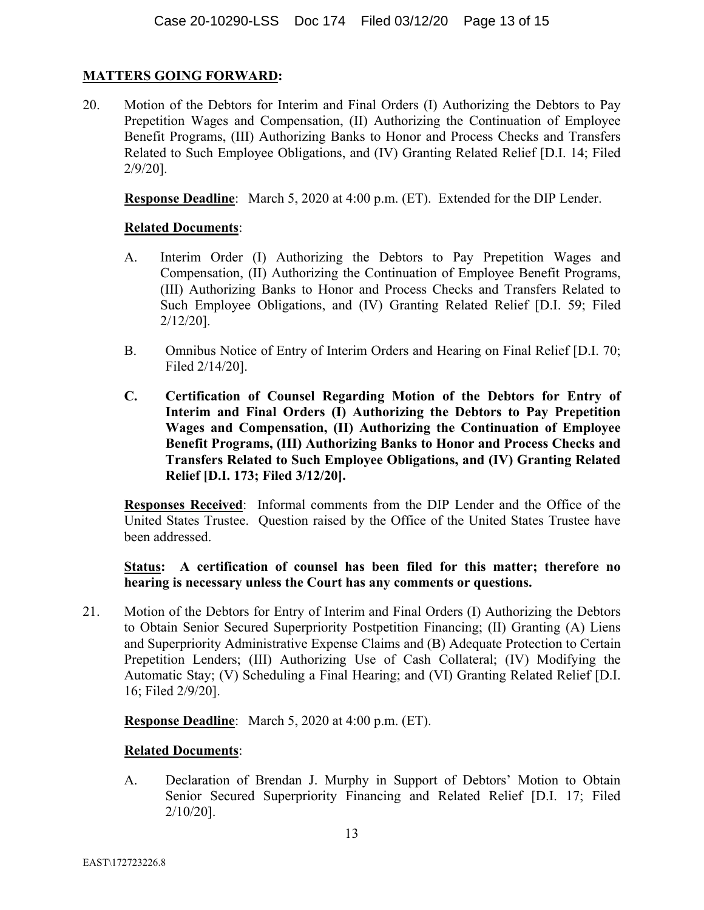**MATTERS GOING FORWARD:**

20. Motion of the Debtors for Interim and Final Orders (I) Authorizing the Debtors to Pay Prepetition Wages and Compensation, (II) Authorizing the Continuation of Employee Benefit Programs, (III) Authorizing Banks to Honor and Process Checks and Transfers Related to Such Employee Obligations, and (IV) Granting Related Relief [D.I. 14; Filed 2/9/20].

    **Response Deadline**: March 5, 2020 at 4:00 p.m. (ET). Extended for the DIP Lender.

    **Related Documents**:

    A. Interim Order (I) Authorizing the Debtors to Pay Prepetition Wages and Compensation, (II) Authorizing the Continuation of Employee Benefit Programs, (III) Authorizing Banks to Honor and Process Checks and Transfers Related to Such Employee Obligations, and (IV) Granting Related Relief [D.I. 59; Filed 2/12/20].

    B. Omnibus Notice of Entry of Interim Orders and Hearing on Final Relief [D.I. 70; Filed 2/14/20].

    **C. Certification of Counsel Regarding Motion of the Debtors for Entry of Interim and Final Orders (I) Authorizing the Debtors to Pay Prepetition Wages and Compensation, (II) Authorizing the Continuation of Employee Benefit Programs, (III) Authorizing Banks to Honor and Process Checks and Transfers Related to Such Employee Obligations, and (IV) Granting Related Relief [D.I. 173; Filed 3/12/20].**

    **Responses Received**: Informal comments from the DIP Lender and the Office of the United States Trustee. Question raised by the Office of the United States Trustee have been addressed.

    **Status: A certification of counsel has been filed for this matter; therefore no hearing is necessary unless the Court has any comments or questions.**

21. Motion of the Debtors for Entry of Interim and Final Orders (I) Authorizing the Debtors to Obtain Senior Secured Superpriority Postpetition Financing; (II) Granting (A) Liens and Superpriority Administrative Expense Claims and (B) Adequate Protection to Certain Prepetition Lenders; (III) Authorizing Use of Cash Collateral; (IV) Modifying the Automatic Stay; (V) Scheduling a Final Hearing; and (VI) Granting Related Relief [D.I. 16; Filed 2/9/20].

    **Response Deadline**: March 5, 2020 at 4:00 p.m. (ET).

    **Related Documents**:

    A. Declaration of Brendan J. Murphy in Support of Debtors' Motion to Obtain Senior Secured Superpriority Financing and Related Relief [D.I. 17; Filed 2/10/20].

EAST\172723226.8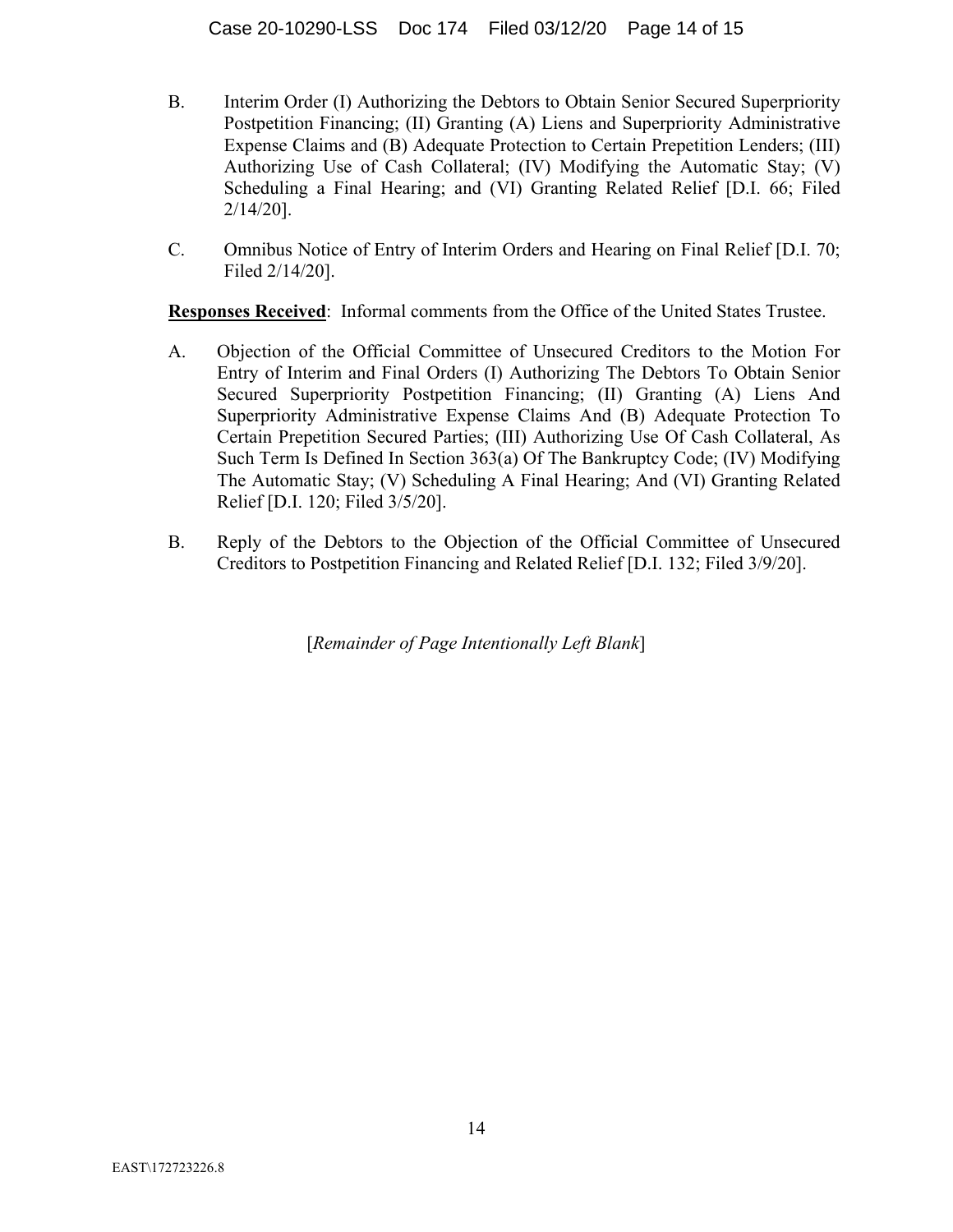B. Interim Order (I) Authorizing the Debtors to Obtain Senior Secured Superpriority Postpetition Financing; (II) Granting (A) Liens and Superpriority Administrative Expense Claims and (B) Adequate Protection to Certain Prepetition Lenders; (III) Authorizing Use of Cash Collateral; (IV) Modifying the Automatic Stay; (V) Scheduling a Final Hearing; and (VI) Granting Related Relief [D.I. 66; Filed 2/14/20].

C. Omnibus Notice of Entry of Interim Orders and Hearing on Final Relief [D.I. 70; Filed 2/14/20].

**Responses Received**: Informal comments from the Office of the United States Trustee.

A. Objection of the Official Committee of Unsecured Creditors to the Motion For Entry of Interim and Final Orders (I) Authorizing The Debtors To Obtain Senior Secured Superpriority Postpetition Financing; (II) Granting (A) Liens And Superpriority Administrative Expense Claims And (B) Adequate Protection To Certain Prepetition Secured Parties; (III) Authorizing Use Of Cash Collateral, As Such Term Is Defined In Section 363(a) Of The Bankruptcy Code; (IV) Modifying The Automatic Stay; (V) Scheduling A Final Hearing; And (VI) Granting Related Relief [D.I. 120; Filed 3/5/20].

B. Reply of the Debtors to the Objection of the Official Committee of Unsecured Creditors to Postpetition Financing and Related Relief [D.I. 132; Filed 3/9/20].

[*Remainder of Page Intentionally Left Blank*]

EAST\172723226.8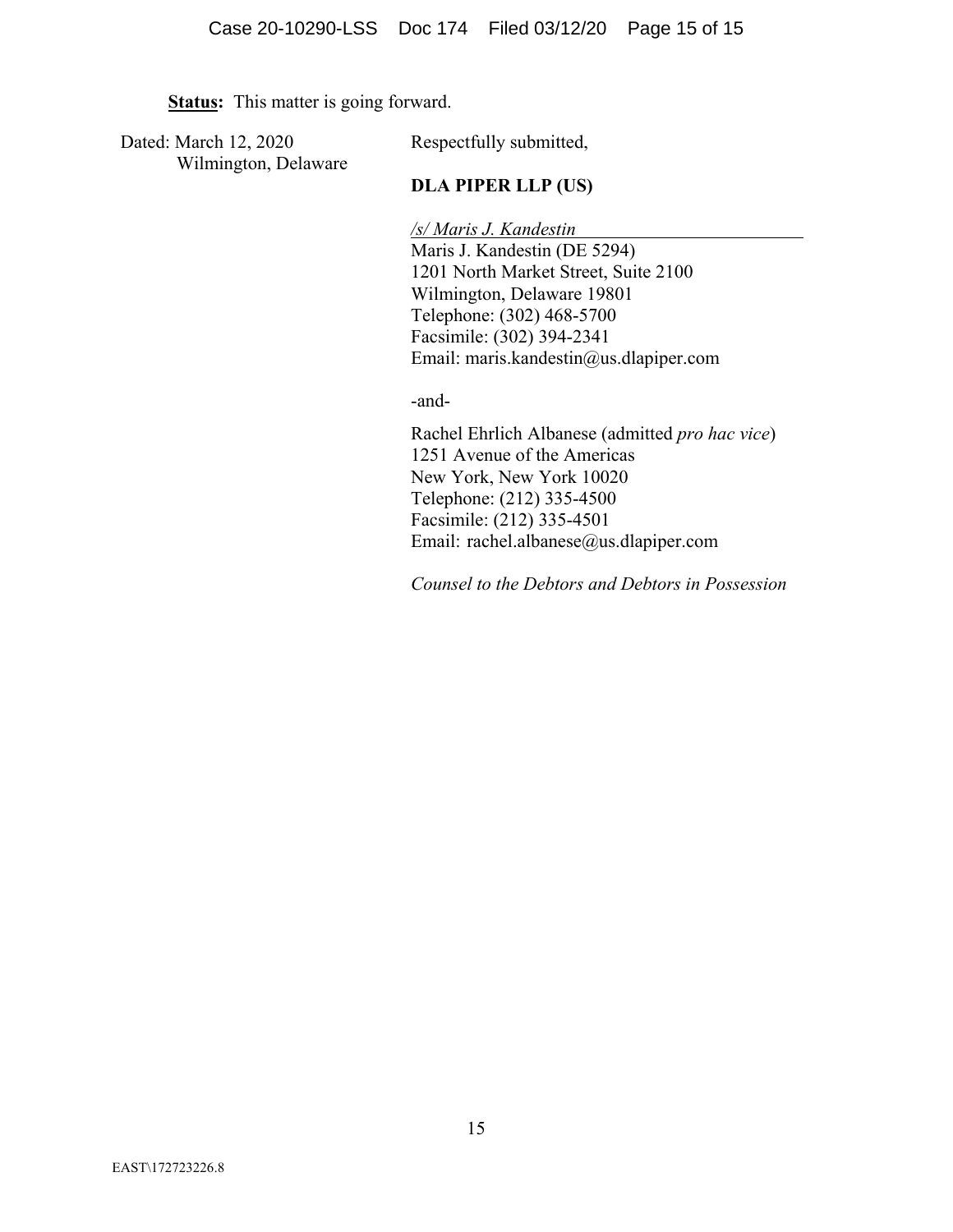**Status:** This matter is going forward.

Dated: March 12, 2020
Wilmington, Delaware

Respectfully submitted,

**DLA PIPER LLP (US)**

*/s/ Maris J. Kandestin*
Maris J. Kandestin (DE 5294)
1201 North Market Street, Suite 2100
Wilmington, Delaware 19801
Telephone: (302) 468-5700
Facsimile: (302) 394-2341
Email: maris.kandestin@us.dlapiper.com

-and-

Rachel Ehrlich Albanese (admitted *pro hac vice*)
1251 Avenue of the Americas
New York, New York 10020
Telephone: (212) 335-4500
Facsimile: (212) 335-4501
Email: rachel.albanese@us.dlapiper.com

*Counsel to the Debtors and Debtors in Possession*

EAST\172723226.8